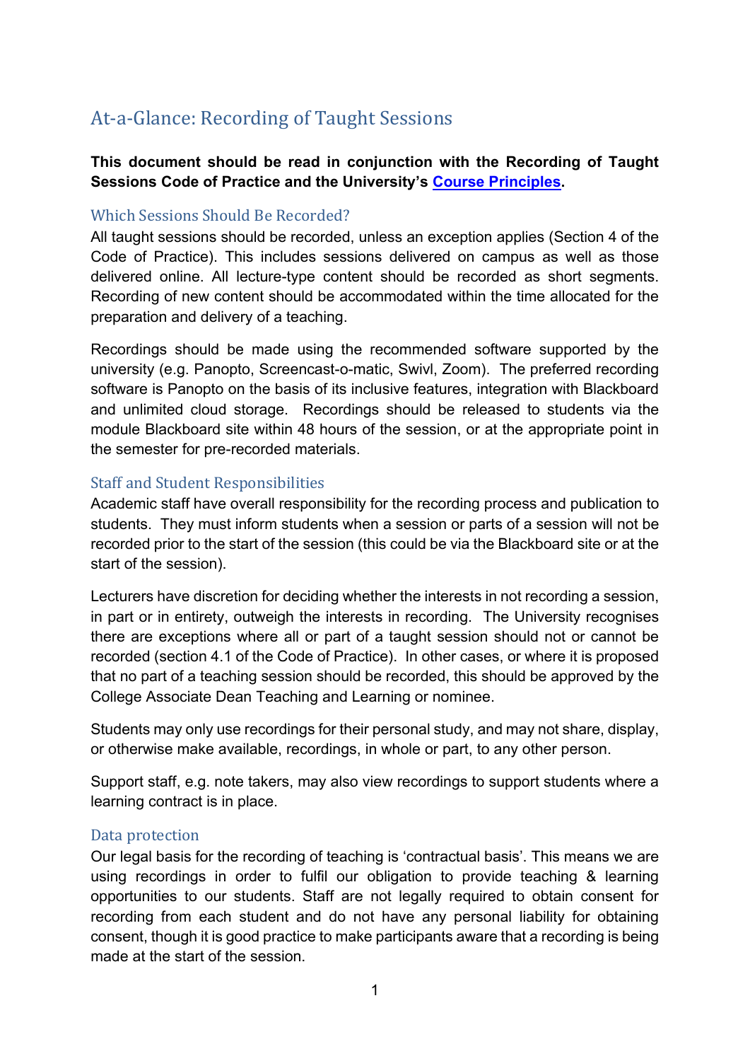# At-a-Glance: Recording of Taught Sessions

**This document should be read in conjunction with the Recording of Taught Sessions Code of Practice and the University's [Course Principles](Course Principles).**

## Which Sessions Should Be Recorded?

All taught sessions should be recorded, unless an exception applies (Section 4 of the Code of Practice). This includes sessions delivered on campus as well as those delivered online. All lecture-type content should be recorded as short segments. Recording of new content should be accommodated within the time allocated for the preparation and delivery of a teaching.

Recordings should be made using the recommended software supported by the university (e.g. Panopto, Screencast-o-matic, Swivl, Zoom). The preferred recording software is Panopto on the basis of its inclusive features, integration with Blackboard and unlimited cloud storage. Recordings should be released to students via the module Blackboard site within 48 hours of the session, or at the appropriate point in the semester for pre-recorded materials.

## Staff and Student Responsibilities

Academic staff have overall responsibility for the recording process and publication to students. They must inform students when a session or parts of a session will not be recorded prior to the start of the session (this could be via the Blackboard site or at the start of the session).

Lecturers have discretion for deciding whether the interests in not recording a session, in part or in entirety, outweigh the interests in recording. The University recognises there are exceptions where all or part of a taught session should not or cannot be recorded (section 4.1 of the Code of Practice). In other cases, or where it is proposed that no part of a teaching session should be recorded, this should be approved by the College Associate Dean Teaching and Learning or nominee.

Students may only use recordings for their personal study, and may not share, display, or otherwise make available, recordings, in whole or part, to any other person.

Support staff, e.g. note takers, may also view recordings to support students where a learning contract is in place.

## Data protection

Our legal basis for the recording of teaching is 'contractual basis'. This means we are using recordings in order to fulfil our obligation to provide teaching & learning opportunities to our students. Staff are not legally required to obtain consent for recording from each student and do not have any personal liability for obtaining consent, though it is good practice to make participants aware that a recording is being made at the start of the session.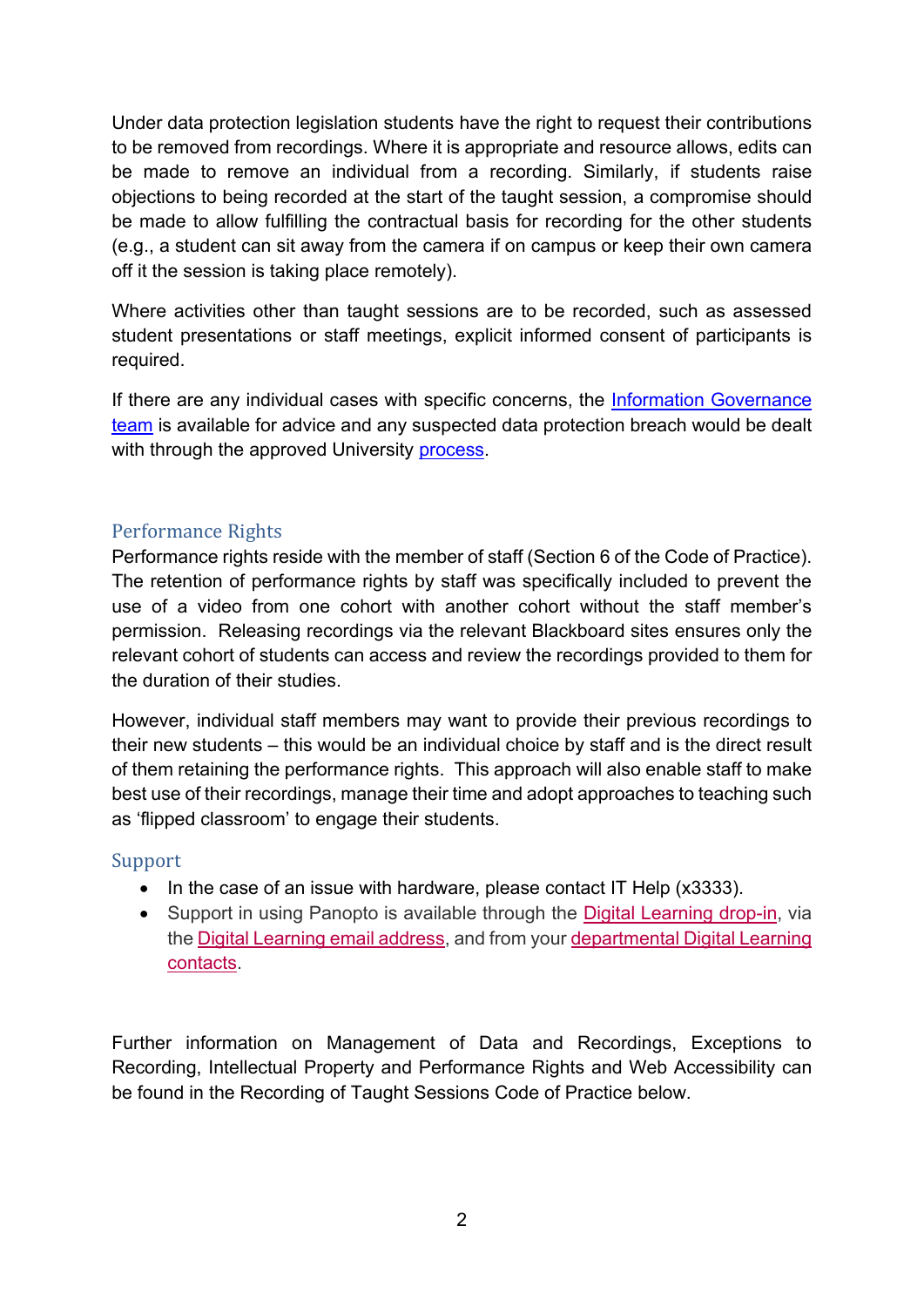Under data protection legislation students have the right to request their contributions to be removed from recordings. Where it is appropriate and resource allows, edits can be made to remove an individual from a recording. Similarly, if students raise objections to being recorded at the start of the taught session, a compromise should be made to allow fulfilling the contractual basis for recording for the other students (e.g., a student can sit away from the camera if on campus or keep their own camera off it the session is taking place remotely).

Where activities other than taught sessions are to be recorded, such as assessed student presentations or staff meetings, explicit informed consent of participants is required.

If there are any individual cases with specific concerns, the Information Governance team is available for advice and any suspected data protection breach would be dealt with through the approved University process.

## Performance Rights

Performance rights reside with the member of staff (Section 6 of the Code of Practice). The retention of performance rights by staff was specifically included to prevent the use of a video from one cohort with another cohort without the staff member's permission. Releasing recordings via the relevant Blackboard sites ensures only the relevant cohort of students can access and review the recordings provided to them for the duration of their studies.

However, individual staff members may want to provide their previous recordings to their new students – this would be an individual choice by staff and is the direct result of them retaining the performance rights. This approach will also enable staff to make best use of their recordings, manage their time and adopt approaches to teaching such as 'flipped classroom' to engage their students.

## Support

- In the case of an issue with hardware, please contact IT Help (x3333).
- Support in using Panopto is available through the Digital Learning drop-in, via the Digital Learning email address, and from your departmental Digital Learning contacts.

Further information on Management of Data and Recordings, Exceptions to Recording, Intellectual Property and Performance Rights and Web Accessibility can be found in the Recording of Taught Sessions Code of Practice below.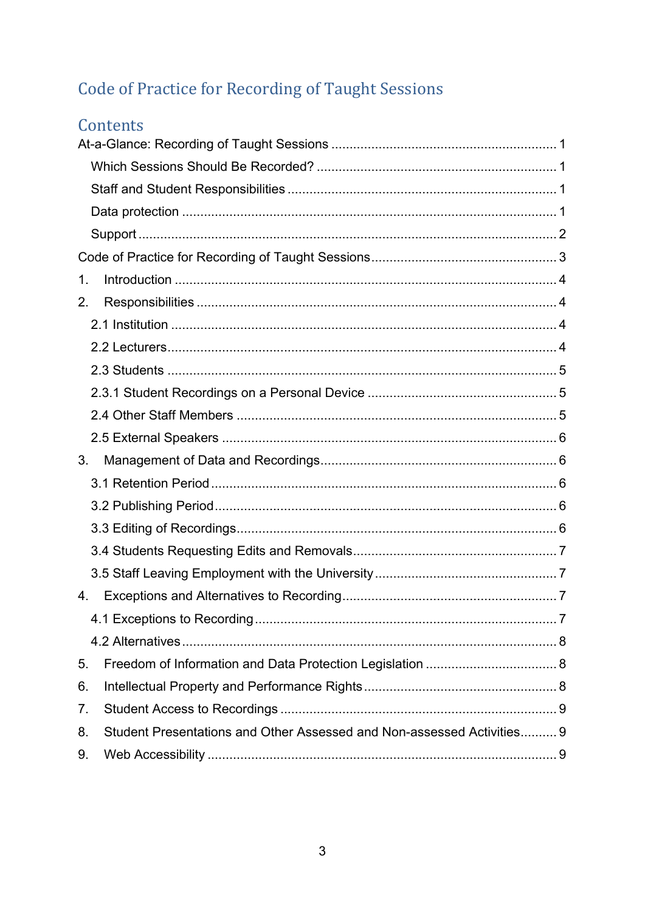# Code of Practice for Recording of Taught Sessions

## Contents

At-a-Glance: Recording of Taught Sessions ........................................................... 1

- Which Sessions Should Be Recorded? ........................................................... 1
- Staff and Student Responsibilities ........................................................... 1
- Data protection ........................................................... 1
- Support ........................................................... 2

Code of Practice for Recording of Taught Sessions ........................................................... 3

1. Introduction ........................................................... 4
2. Responsibilities ........................................................... 4
   - 2.1 Institution ........................................................... 4
   - 2.2 Lecturers ........................................................... 4
   - 2.3 Students ........................................................... 5
   - 2.3.1 Student Recordings on a Personal Device ........................................................... 5
   - 2.4 Other Staff Members ........................................................... 5
   - 2.5 External Speakers ........................................................... 6
3. Management of Data and Recordings ........................................................... 6
   - 3.1 Retention Period ........................................................... 6
   - 3.2 Publishing Period ........................................................... 6
   - 3.3 Editing of Recordings ........................................................... 6
   - 3.4 Students Requesting Edits and Removals ........................................................... 7
   - 3.5 Staff Leaving Employment with the University ........................................................... 7
4. Exceptions and Alternatives to Recording ........................................................... 7
   - 4.1 Exceptions to Recording ........................................................... 7
   - 4.2 Alternatives ........................................................... 8
5. Freedom of Information and Data Protection Legislation ........................................................... 8
6. Intellectual Property and Performance Rights ........................................................... 8
7. Student Access to Recordings ........................................................... 9
8. Student Presentations and Other Assessed and Non-assessed Activities .......... 9
9. Web Accessibility ........................................................... 9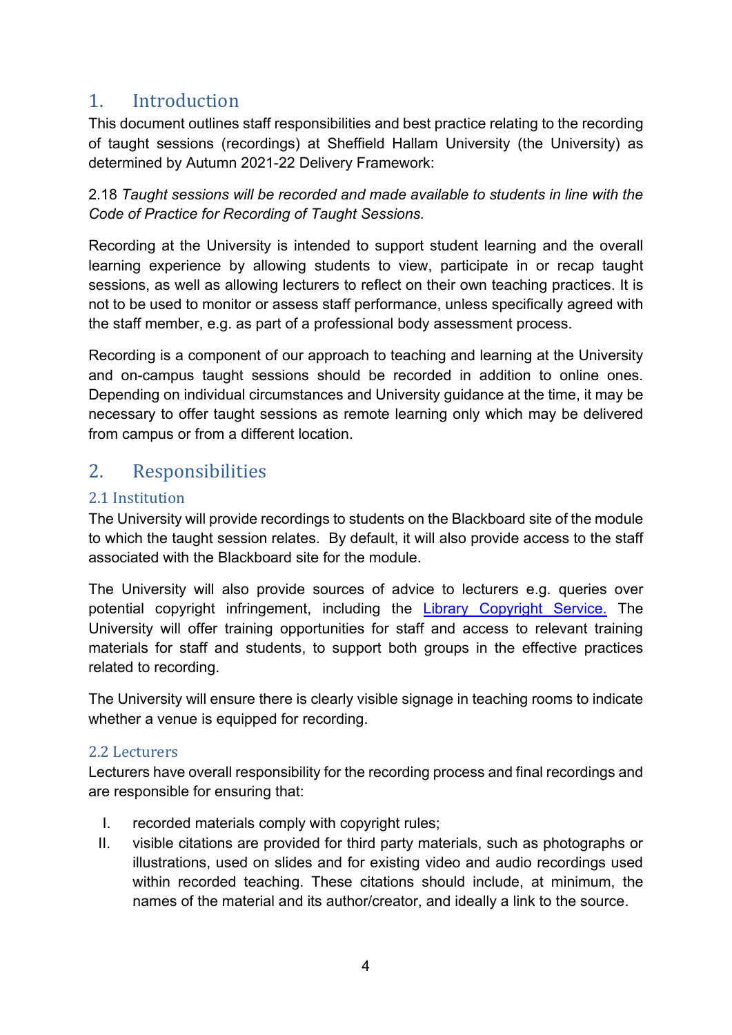# 1. Introduction

This document outlines staff responsibilities and best practice relating to the recording of taught sessions (recordings) at Sheffield Hallam University (the University) as determined by Autumn 2021-22 Delivery Framework:

2.18 *Taught sessions will be recorded and made available to students in line with the Code of Practice for Recording of Taught Sessions.*

Recording at the University is intended to support student learning and the overall learning experience by allowing students to view, participate in or recap taught sessions, as well as allowing lecturers to reflect on their own teaching practices. It is not to be used to monitor or assess staff performance, unless specifically agreed with the staff member, e.g. as part of a professional body assessment process.

Recording is a component of our approach to teaching and learning at the University and on-campus taught sessions should be recorded in addition to online ones. Depending on individual circumstances and University guidance at the time, it may be necessary to offer taught sessions as remote learning only which may be delivered from campus or from a different location.

# 2. Responsibilities

## 2.1 Institution

The University will provide recordings to students on the Blackboard site of the module to which the taught session relates. By default, it will also provide access to the staff associated with the Blackboard site for the module.

The University will also provide sources of advice to lecturers e.g. queries over potential copyright infringement, including the Library Copyright Service. The University will offer training opportunities for staff and access to relevant training materials for staff and students, to support both groups in the effective practices related to recording.

The University will ensure there is clearly visible signage in teaching rooms to indicate whether a venue is equipped for recording.

## 2.2 Lecturers

Lecturers have overall responsibility for the recording process and final recordings and are responsible for ensuring that:

I. recorded materials comply with copyright rules;
II. visible citations are provided for third party materials, such as photographs or illustrations, used on slides and for existing video and audio recordings used within recorded teaching. These citations should include, at minimum, the names of the material and its author/creator, and ideally a link to the source.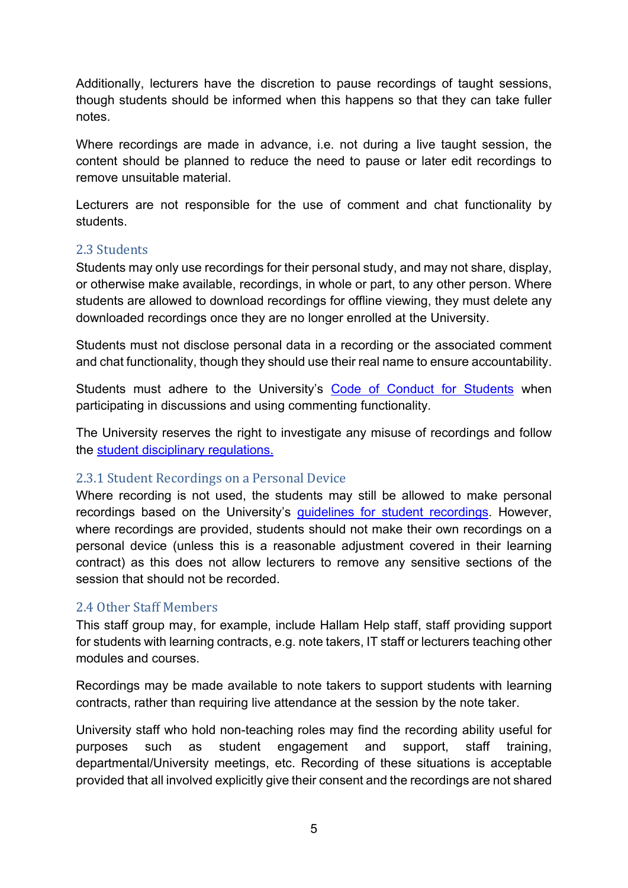Additionally, lecturers have the discretion to pause recordings of taught sessions, though students should be informed when this happens so that they can take fuller notes.

Where recordings are made in advance, i.e. not during a live taught session, the content should be planned to reduce the need to pause or later edit recordings to remove unsuitable material.

Lecturers are not responsible for the use of comment and chat functionality by students.

### 2.3 Students

Students may only use recordings for their personal study, and may not share, display, or otherwise make available, recordings, in whole or part, to any other person. Where students are allowed to download recordings for offline viewing, they must delete any downloaded recordings once they are no longer enrolled at the University.

Students must not disclose personal data in a recording or the associated comment and chat functionality, though they should use their real name to ensure accountability.

Students must adhere to the University's Code of Conduct for Students when participating in discussions and using commenting functionality.

The University reserves the right to investigate any misuse of recordings and follow the student disciplinary regulations.

#### 2.3.1 Student Recordings on a Personal Device

Where recording is not used, the students may still be allowed to make personal recordings based on the University's guidelines for student recordings. However, where recordings are provided, students should not make their own recordings on a personal device (unless this is a reasonable adjustment covered in their learning contract) as this does not allow lecturers to remove any sensitive sections of the session that should not be recorded.

### 2.4 Other Staff Members

This staff group may, for example, include Hallam Help staff, staff providing support for students with learning contracts, e.g. note takers, IT staff or lecturers teaching other modules and courses.

Recordings may be made available to note takers to support students with learning contracts, rather than requiring live attendance at the session by the note taker.

University staff who hold non-teaching roles may find the recording ability useful for purposes such as student engagement and support, staff training, departmental/University meetings, etc. Recording of these situations is acceptable provided that all involved explicitly give their consent and the recordings are not shared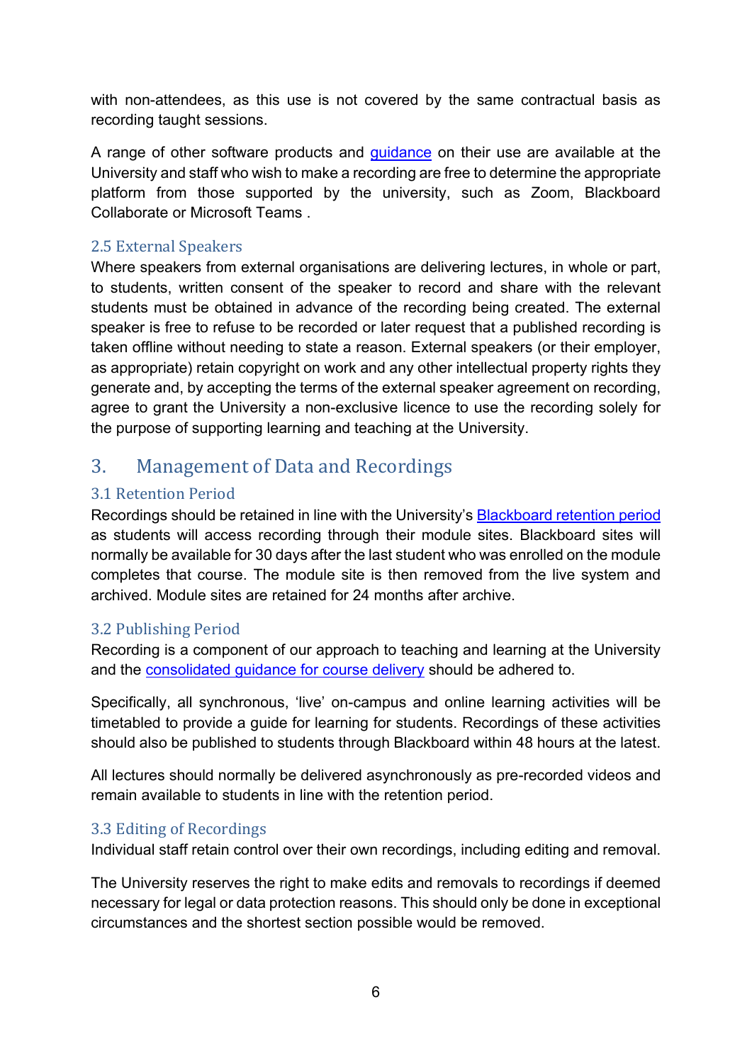with non-attendees, as this use is not covered by the same contractual basis as recording taught sessions.

A range of other software products and [guidance]() on their use are available at the University and staff who wish to make a recording are free to determine the appropriate platform from those supported by the university, such as Zoom, Blackboard Collaborate or Microsoft Teams .

### 2.5 External Speakers

Where speakers from external organisations are delivering lectures, in whole or part, to students, written consent of the speaker to record and share with the relevant students must be obtained in advance of the recording being created. The external speaker is free to refuse to be recorded or later request that a published recording is taken offline without needing to state a reason. External speakers (or their employer, as appropriate) retain copyright on work and any other intellectual property rights they generate and, by accepting the terms of the external speaker agreement on recording, agree to grant the University a non-exclusive licence to use the recording solely for the purpose of supporting learning and teaching at the University.

## 3. Management of Data and Recordings

### 3.1 Retention Period

Recordings should be retained in line with the University's [Blackboard retention period]() as students will access recording through their module sites. Blackboard sites will normally be available for 30 days after the last student who was enrolled on the module completes that course. The module site is then removed from the live system and archived. Module sites are retained for 24 months after archive.

### 3.2 Publishing Period

Recording is a component of our approach to teaching and learning at the University and the [consolidated guidance for course delivery]() should be adhered to.

Specifically, all synchronous, 'live' on-campus and online learning activities will be timetabled to provide a guide for learning for students. Recordings of these activities should also be published to students through Blackboard within 48 hours at the latest.

All lectures should normally be delivered asynchronously as pre-recorded videos and remain available to students in line with the retention period.

### 3.3 Editing of Recordings

Individual staff retain control over their own recordings, including editing and removal.

The University reserves the right to make edits and removals to recordings if deemed necessary for legal or data protection reasons. This should only be done in exceptional circumstances and the shortest section possible would be removed.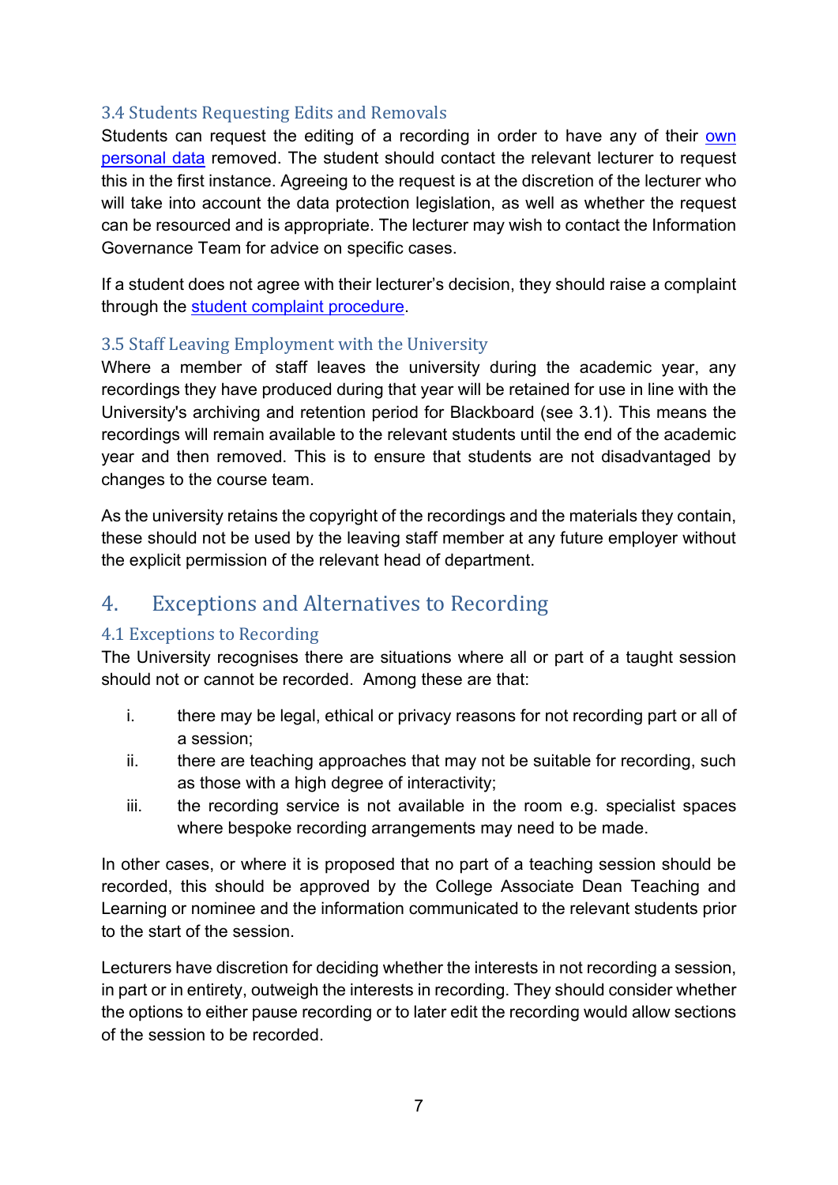### 3.4 Students Requesting Edits and Removals

Students can request the editing of a recording in order to have any of their [own personal data] removed. The student should contact the relevant lecturer to request this in the first instance. Agreeing to the request is at the discretion of the lecturer who will take into account the data protection legislation, as well as whether the request can be resourced and is appropriate. The lecturer may wish to contact the Information Governance Team for advice on specific cases.

If a student does not agree with their lecturer's decision, they should raise a complaint through the [student complaint procedure].

### 3.5 Staff Leaving Employment with the University

Where a member of staff leaves the university during the academic year, any recordings they have produced during that year will be retained for use in line with the University's archiving and retention period for Blackboard (see 3.1). This means the recordings will remain available to the relevant students until the end of the academic year and then removed. This is to ensure that students are not disadvantaged by changes to the course team.

As the university retains the copyright of the recordings and the materials they contain, these should not be used by the leaving staff member at any future employer without the explicit permission of the relevant head of department.

## 4. Exceptions and Alternatives to Recording

### 4.1 Exceptions to Recording

The University recognises there are situations where all or part of a taught session should not or cannot be recorded. Among these are that:

i. there may be legal, ethical or privacy reasons for not recording part or all of a session;
ii. there are teaching approaches that may not be suitable for recording, such as those with a high degree of interactivity;
iii. the recording service is not available in the room e.g. specialist spaces where bespoke recording arrangements may need to be made.

In other cases, or where it is proposed that no part of a teaching session should be recorded, this should be approved by the College Associate Dean Teaching and Learning or nominee and the information communicated to the relevant students prior to the start of the session.

Lecturers have discretion for deciding whether the interests in not recording a session, in part or in entirety, outweigh the interests in recording. They should consider whether the options to either pause recording or to later edit the recording would allow sections of the session to be recorded.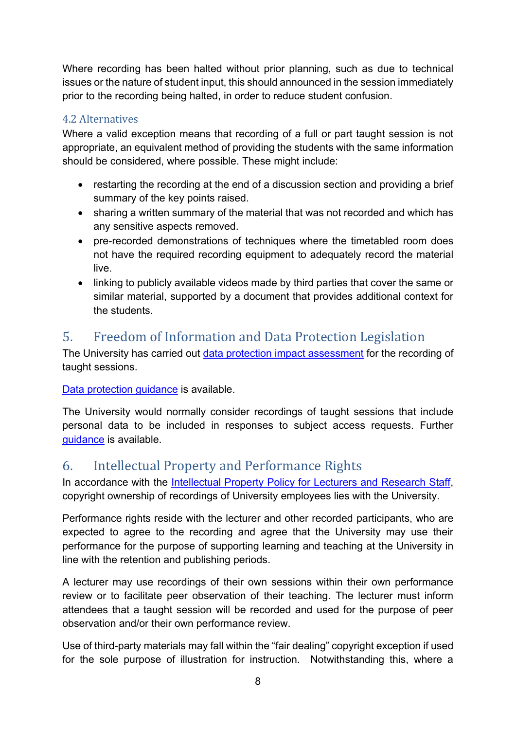Where recording has been halted without prior planning, such as due to technical issues or the nature of student input, this should announced in the session immediately prior to the recording being halted, in order to reduce student confusion.

### 4.2 Alternatives

Where a valid exception means that recording of a full or part taught session is not appropriate, an equivalent method of providing the students with the same information should be considered, where possible. These might include:

- restarting the recording at the end of a discussion section and providing a brief summary of the key points raised.
- sharing a written summary of the material that was not recorded and which has any sensitive aspects removed.
- pre-recorded demonstrations of techniques where the timetabled room does not have the required recording equipment to adequately record the material live.
- linking to publicly available videos made by third parties that cover the same or similar material, supported by a document that provides additional context for the students.

## 5. Freedom of Information and Data Protection Legislation

The University has carried out data protection impact assessment for the recording of taught sessions.

Data protection guidance is available.

The University would normally consider recordings of taught sessions that include personal data to be included in responses to subject access requests. Further guidance is available.

## 6. Intellectual Property and Performance Rights

In accordance with the Intellectual Property Policy for Lecturers and Research Staff, copyright ownership of recordings of University employees lies with the University.

Performance rights reside with the lecturer and other recorded participants, who are expected to agree to the recording and agree that the University may use their performance for the purpose of supporting learning and teaching at the University in line with the retention and publishing periods.

A lecturer may use recordings of their own sessions within their own performance review or to facilitate peer observation of their teaching. The lecturer must inform attendees that a taught session will be recorded and used for the purpose of peer observation and/or their own performance review.

Use of third-party materials may fall within the “fair dealing” copyright exception if used for the sole purpose of illustration for instruction. Notwithstanding this, where a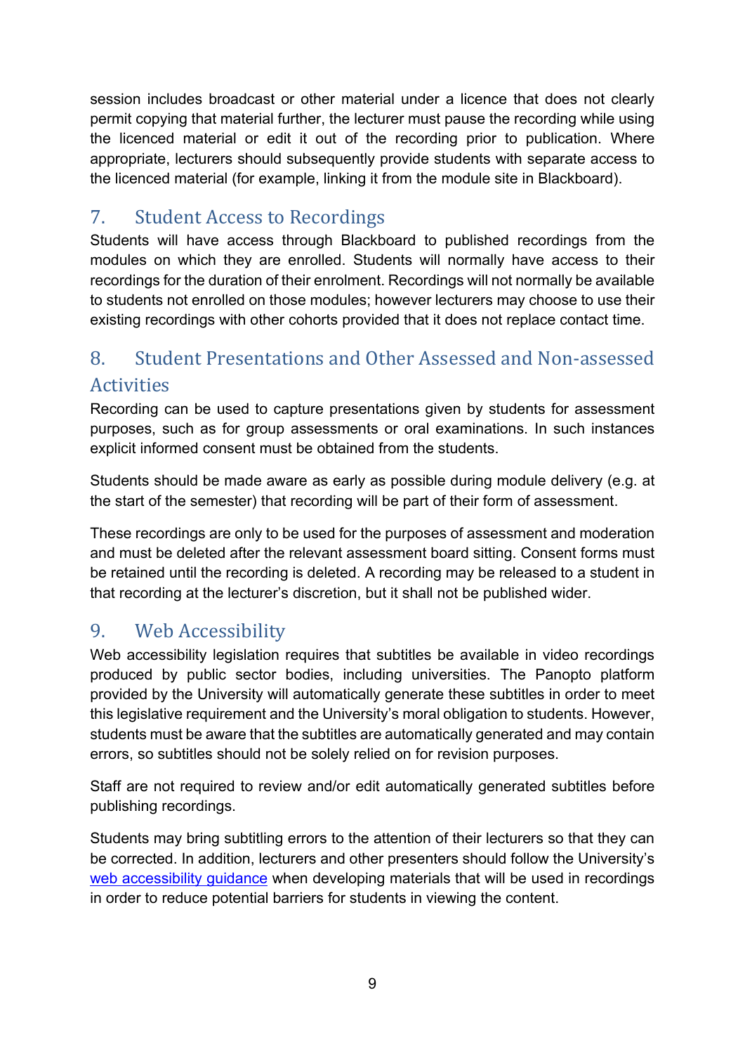session includes broadcast or other material under a licence that does not clearly permit copying that material further, the lecturer must pause the recording while using the licenced material or edit it out of the recording prior to publication. Where appropriate, lecturers should subsequently provide students with separate access to the licenced material (for example, linking it from the module site in Blackboard).

## 7. Student Access to Recordings

Students will have access through Blackboard to published recordings from the modules on which they are enrolled. Students will normally have access to their recordings for the duration of their enrolment. Recordings will not normally be available to students not enrolled on those modules; however lecturers may choose to use their existing recordings with other cohorts provided that it does not replace contact time.

## 8. Student Presentations and Other Assessed and Non-assessed Activities

Recording can be used to capture presentations given by students for assessment purposes, such as for group assessments or oral examinations. In such instances explicit informed consent must be obtained from the students.

Students should be made aware as early as possible during module delivery (e.g. at the start of the semester) that recording will be part of their form of assessment.

These recordings are only to be used for the purposes of assessment and moderation and must be deleted after the relevant assessment board sitting. Consent forms must be retained until the recording is deleted. A recording may be released to a student in that recording at the lecturer's discretion, but it shall not be published wider.

## 9. Web Accessibility

Web accessibility legislation requires that subtitles be available in video recordings produced by public sector bodies, including universities. The Panopto platform provided by the University will automatically generate these subtitles in order to meet this legislative requirement and the University's moral obligation to students. However, students must be aware that the subtitles are automatically generated and may contain errors, so subtitles should not be solely relied on for revision purposes.

Staff are not required to review and/or edit automatically generated subtitles before publishing recordings.

Students may bring subtitling errors to the attention of their lecturers so that they can be corrected. In addition, lecturers and other presenters should follow the University's web accessibility guidance when developing materials that will be used in recordings in order to reduce potential barriers for students in viewing the content.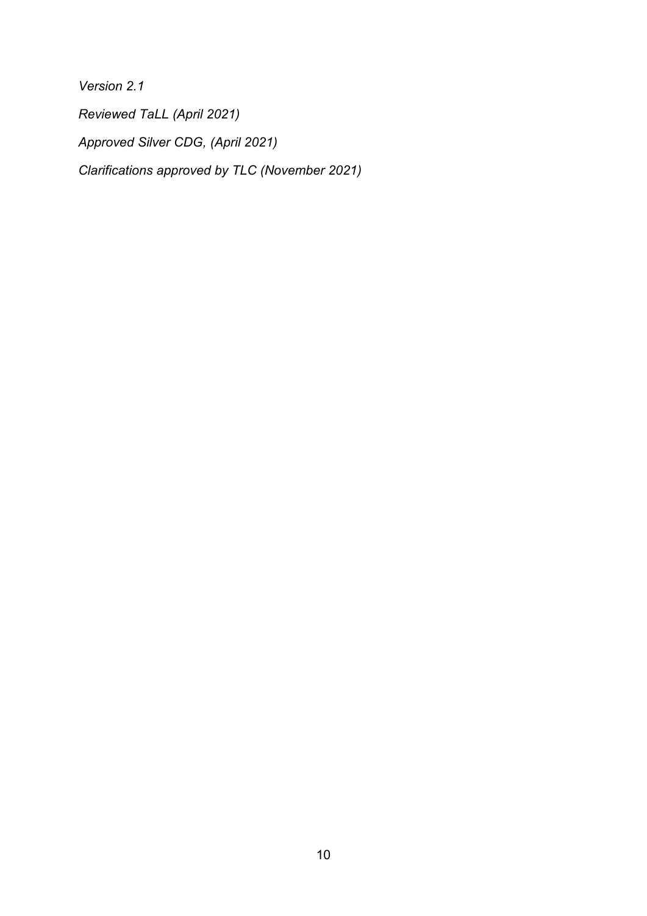*Version 2.1*

*Reviewed TaLL (April 2021)*

*Approved Silver CDG, (April 2021)*

*Clarifications approved by TLC (November 2021)*